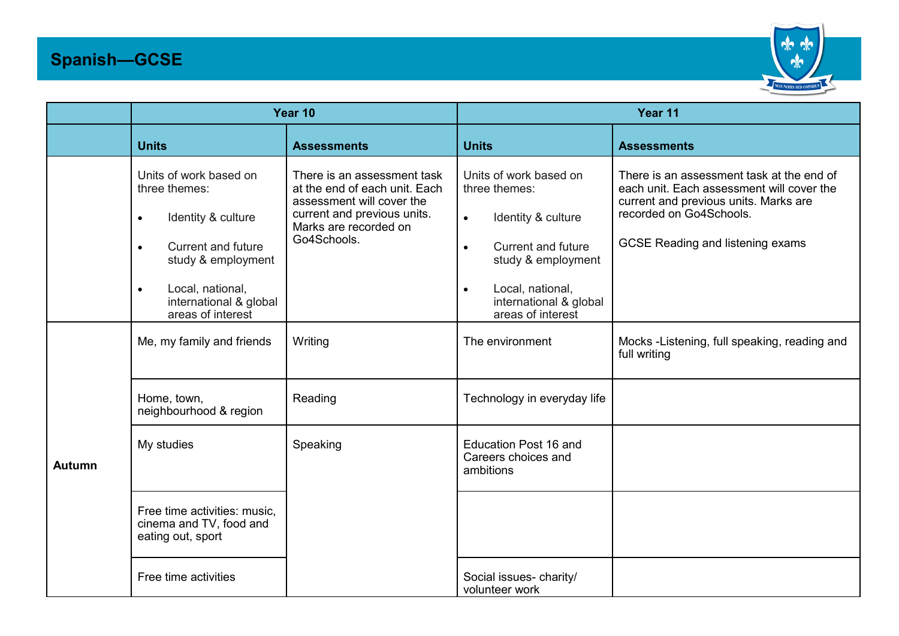# Spanish—GCSE

| | Year 10 | | Year 11 | |
|---|---|---|---|---|
| | **Units** | **Assessments** | **Units** | **Assessments** |
| | Units of work based on three themes:<br>• Identity & culture<br>• Current and future study & employment<br>• Local, national, international & global areas of interest | There is an assessment task at the end of each unit. Each assessment will cover the current and previous units. Marks are recorded on Go4Schools. | Units of work based on three themes:<br>• Identity & culture<br>• Current and future study & employment<br>• Local, national, international & global areas of interest | There is an assessment task at the end of each unit. Each assessment will cover the current and previous units. Marks are recorded on Go4Schools.<br><br>GCSE Reading and listening exams |
| **Autumn** | Me, my family and friends | Writing | The environment | Mocks -Listening, full speaking, reading and full writing |
| | Home, town, neighbourhood & region | Reading | Technology in everyday life | |
| | My studies | Speaking | Education Post 16 and Careers choices and ambitions | |
| | Free time activities: music, cinema and TV, food and eating out, sport | | | |
| | Free time activities | | Social issues- charity/ volunteer work | |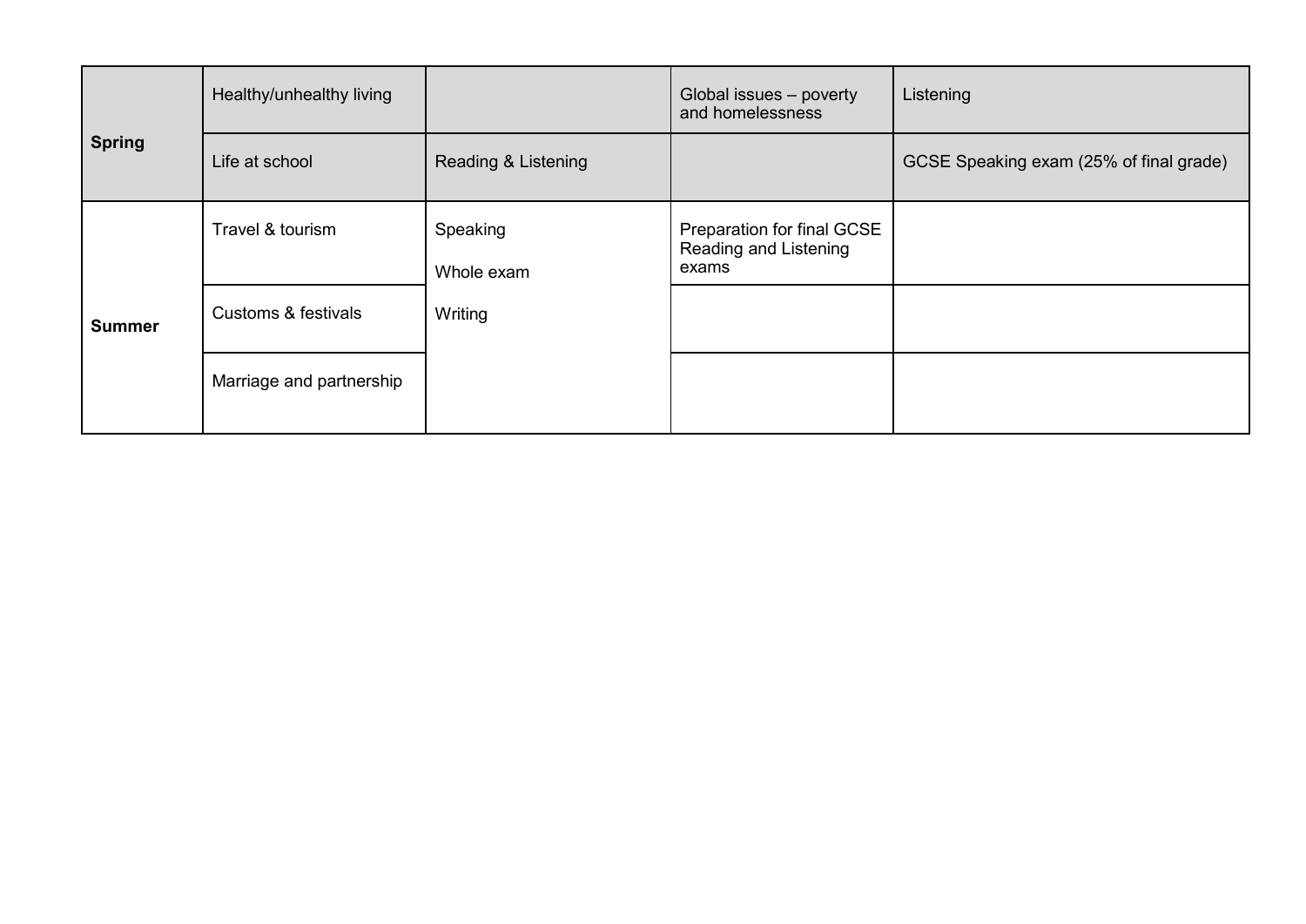| | | | | |
|---|---|---|---|---|
| **Spring** | Healthy/unhealthy living | | Global issues – poverty and homelessness | Listening |
| | Life at school | Reading & Listening | | GCSE Speaking exam (25% of final grade) |
| **Summer** | Travel & tourism | Speaking<br><br>Whole exam<br><br>Writing | Preparation for final GCSE Reading and Listening exams | |
| | Customs & festivals | | | |
| | Marriage and partnership | | | |